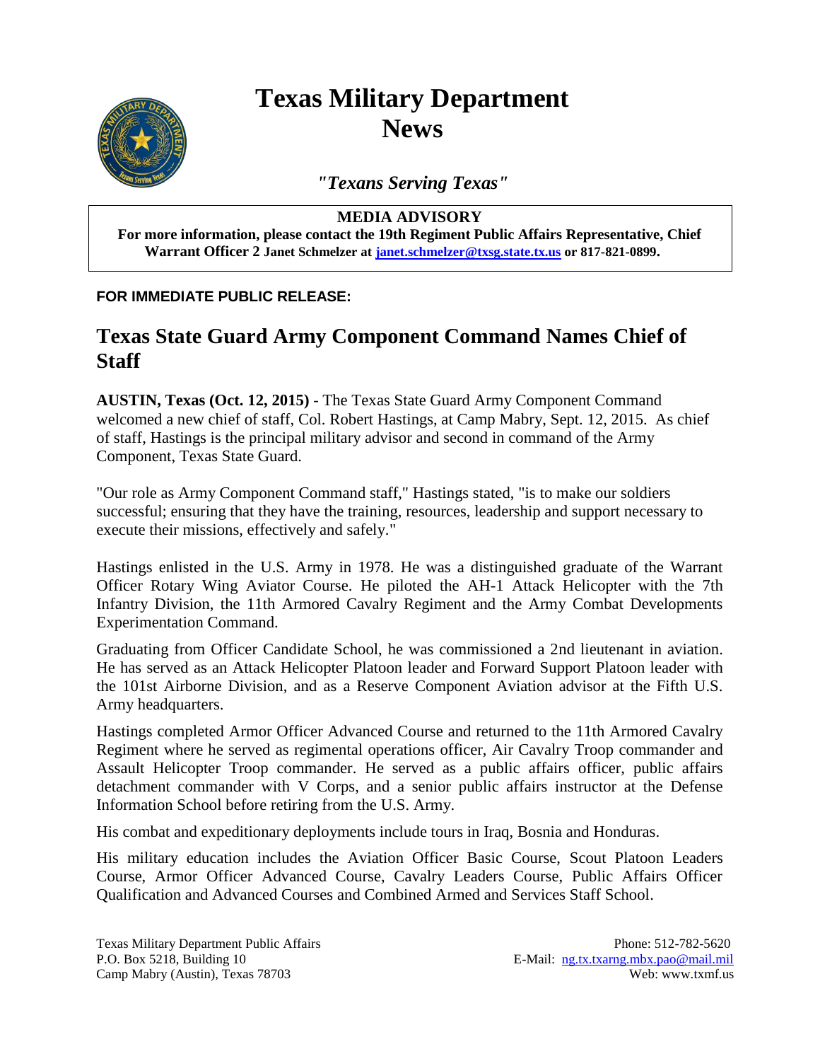# Texas Military Department News

*"Texans Serving Texas"*

**MEDIA ADVISORY**

**For more information, please contact the 19th Regiment Public Affairs Representative, Chief Warrant Officer 2 Janet Schmelzer at janet.schmelzer@txsg.state.tx.us or 817-821-0899.**

**FOR IMMEDIATE PUBLIC RELEASE:**

## Texas State Guard Army Component Command Names Chief of Staff

**AUSTIN, Texas (Oct. 12, 2015)** - The Texas State Guard Army Component Command welcomed a new chief of staff, Col. Robert Hastings, at Camp Mabry, Sept. 12, 2015. As chief of staff, Hastings is the principal military advisor and second in command of the Army Component, Texas State Guard.

"Our role as Army Component Command staff," Hastings stated, "is to make our soldiers successful; ensuring that they have the training, resources, leadership and support necessary to execute their missions, effectively and safely."

Hastings enlisted in the U.S. Army in 1978. He was a distinguished graduate of the Warrant Officer Rotary Wing Aviator Course. He piloted the AH-1 Attack Helicopter with the 7th Infantry Division, the 11th Armored Cavalry Regiment and the Army Combat Developments Experimentation Command.

Graduating from Officer Candidate School, he was commissioned a 2nd lieutenant in aviation. He has served as an Attack Helicopter Platoon leader and Forward Support Platoon leader with the 101st Airborne Division, and as a Reserve Component Aviation advisor at the Fifth U.S. Army headquarters.

Hastings completed Armor Officer Advanced Course and returned to the 11th Armored Cavalry Regiment where he served as regimental operations officer, Air Cavalry Troop commander and Assault Helicopter Troop commander. He served as a public affairs officer, public affairs detachment commander with V Corps, and a senior public affairs instructor at the Defense Information School before retiring from the U.S. Army.

His combat and expeditionary deployments include tours in Iraq, Bosnia and Honduras.

His military education includes the Aviation Officer Basic Course, Scout Platoon Leaders Course, Armor Officer Advanced Course, Cavalry Leaders Course, Public Affairs Officer Qualification and Advanced Courses and Combined Armed and Services Staff School.

Texas Military Department Public Affairs
P.O. Box 5218, Building 10
Camp Mabry (Austin), Texas 78703

Phone: 512-782-5620
E-Mail: ng.tx.txarng.mbx.pao@mail.mil
Web: www.txmf.us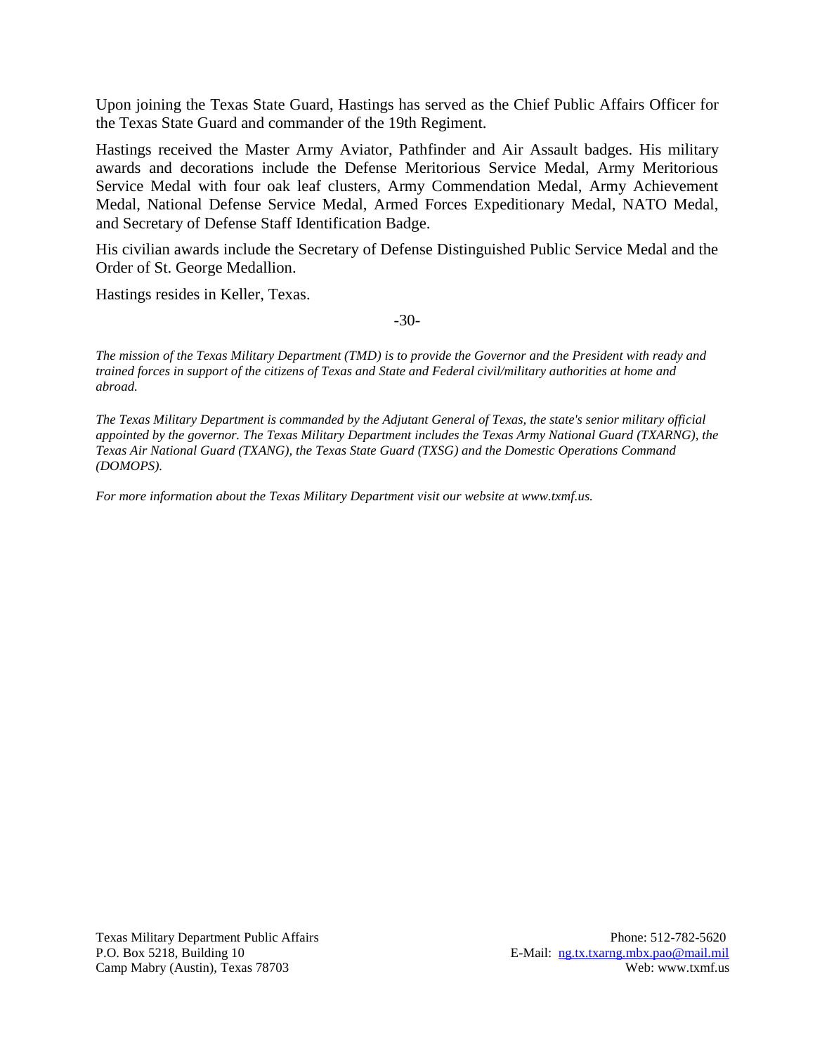Upon joining the Texas State Guard, Hastings has served as the Chief Public Affairs Officer for the Texas State Guard and commander of the 19th Regiment.

Hastings received the Master Army Aviator, Pathfinder and Air Assault badges. His military awards and decorations include the Defense Meritorious Service Medal, Army Meritorious Service Medal with four oak leaf clusters, Army Commendation Medal, Army Achievement Medal, National Defense Service Medal, Armed Forces Expeditionary Medal, NATO Medal, and Secretary of Defense Staff Identification Badge.

His civilian awards include the Secretary of Defense Distinguished Public Service Medal and the Order of St. George Medallion.

Hastings resides in Keller, Texas.

-30-

*The mission of the Texas Military Department (TMD) is to provide the Governor and the President with ready and trained forces in support of the citizens of Texas and State and Federal civil/military authorities at home and abroad.*

*The Texas Military Department is commanded by the Adjutant General of Texas, the state's senior military official appointed by the governor. The Texas Military Department includes the Texas Army National Guard (TXARNG), the Texas Air National Guard (TXANG), the Texas State Guard (TXSG) and the Domestic Operations Command (DOMOPS).*

*For more information about the Texas Military Department visit our website at www.txmf.us.*

Texas Military Department Public Affairs
P.O. Box 5218, Building 10
Camp Mabry (Austin), Texas 78703

Phone: 512-782-5620
E-Mail: ng.tx.txarng.mbx.pao@mail.mil
Web: www.txmf.us